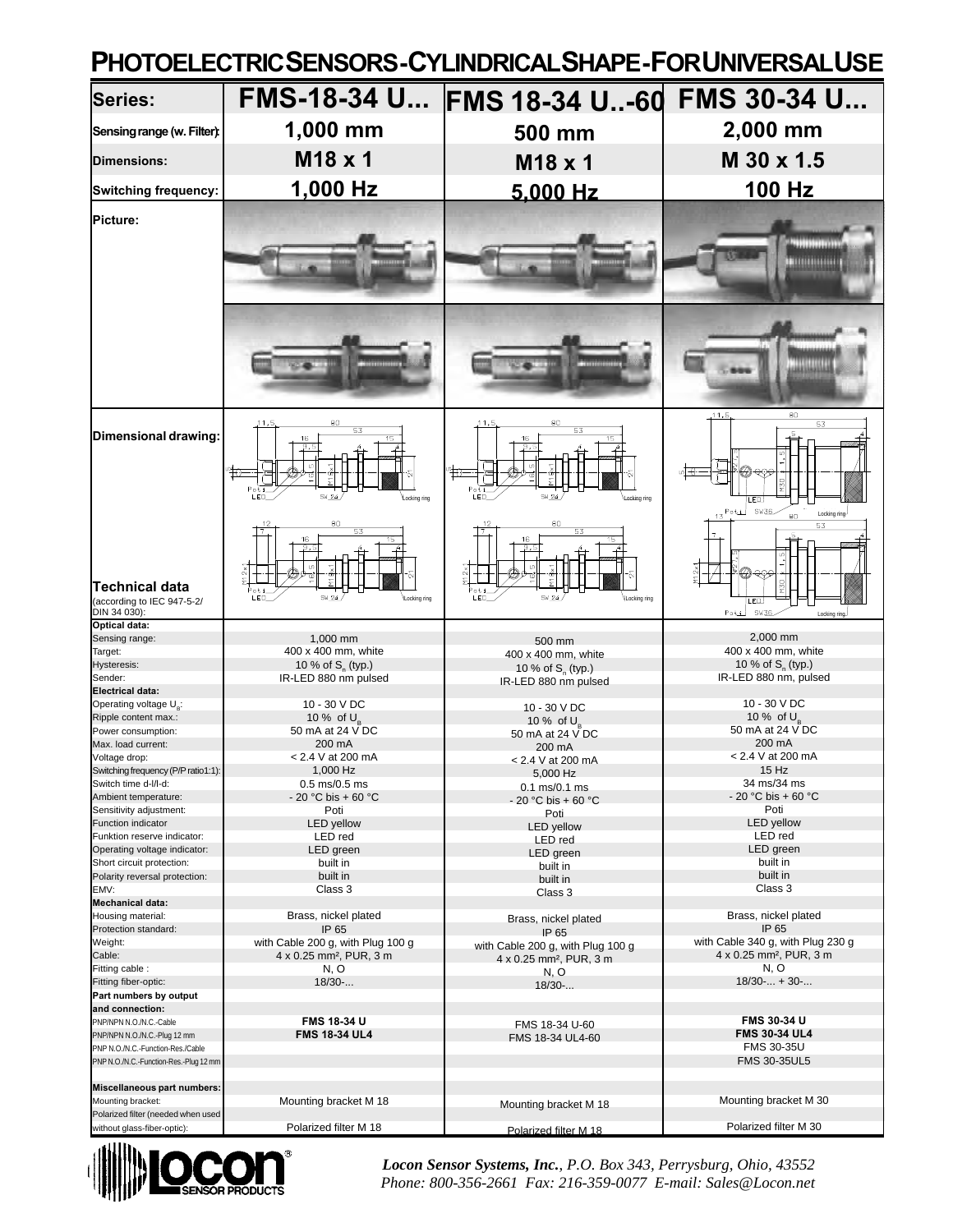# PHOTOELECTRIC SENSORS - CYLINDRICAL SHAPE - FOR UNIVERSAL USE

| Series: | FMS-18-34 U... | FMS 18-34 U..-60 | FMS 30-34 U... |
|---|---|---|---|
| Sensing range (w. Filter): | 1,000 mm | 500 mm | 2,000 mm |
| Dimensions: | M18 x 1 | M18 x 1 | M 30 x 1.5 |
| Switching frequency: | 1,000 Hz | 5,000 Hz | 100 Hz |
| Picture: | | | |
| Dimensional drawing: | | | |
| **Technical data** (according to IEC 947-5-2/ DIN 34 030): | | | |
| **Optical data:** | | | |
| Sensing range: | 1,000 mm | 500 mm | 2,000 mm |
| Target: | 400 x 400 mm, white | 400 x 400 mm, white | 400 x 400 mm, white |
| Hysteresis: | 10 % of $S_n$ (typ.) | 10 % of $S_n$ (typ.) | 10 % of $S_n$ (typ.) |
| Sender: | IR-LED 880 nm pulsed | IR-LED 880 nm pulsed | IR-LED 880 nm, pulsed |
| **Electrical data:** | | | |
| Operating voltage $U_B$: | 10 - 30 V DC | 10 - 30 V DC | 10 - 30 V DC |
| Ripple content max.: | 10 % of $U_B$ | 10 % of $U_B$ | 10 % of $U_B$ |
| Power consumption: | 50 mA at 24 V DC | 50 mA at 24 V DC | 50 mA at 24 V DC |
| Max. load current: | 200 mA | 200 mA | 200 mA |
| Voltage drop: | < 2.4 V at 200 mA | < 2.4 V at 200 mA | < 2.4 V at 200 mA |
| Switching frequency (P/P ratio1:1): | 1,000 Hz | 5,000 Hz | 15 Hz |
| Switch time d-l/l-d: | 0.5 ms/0.5 ms | 0.1 ms/0.1 ms | 34 ms/34 ms |
| Ambient temperature: | - 20 °C bis + 60 °C | - 20 °C bis + 60 °C | - 20 °C bis + 60 °C |
| Sensitivity adjustment: | Poti | Poti | Poti |
| Function indicator | LED yellow | LED yellow | LED yellow |
| Funktion reserve indicator: | LED red | LED red | LED red |
| Operating voltage indicator: | LED green | LED green | LED green |
| Short circuit protection: | built in | built in | built in |
| Polarity reversal protection: | built in | built in | built in |
| EMV: | Class 3 | Class 3 | Class 3 |
| **Mechanical data:** | | | |
| Housing material: | Brass, nickel plated | Brass, nickel plated | Brass, nickel plated |
| Protection standard: | IP 65 | IP 65 | IP 65 |
| Weight: | with Cable 200 g, with Plug 100 g | with Cable 200 g, with Plug 100 g | with Cable 340 g, with Plug 230 g |
| Cable: | 4 x 0.25 mm², PUR, 3 m | 4 x 0.25 mm², PUR, 3 m | 4 x 0.25 mm², PUR, 3 m |
| Fitting cable : | N, O | N, O | N, O |
| Fitting fiber-optic: | 18/30-... | 18/30-... | 18/30-... + 30-... |
| **Part numbers by output and connection:** | | | |
| PNP/NPN N.O./N.C.-Cable | **FMS 18-34 U** | FMS 18-34 U-60 | **FMS 30-34 U** |
| PNP/NPN N.O./N.C.-Plug 12 mm | **FMS 18-34 UL4** | FMS 18-34 UL4-60 | **FMS 30-34 UL4** |
| PNP N.O./N.C.-Function-Res./Cable | | | FMS 30-35U |
| PNP N.O./N.C.-Function-Res.-Plug 12 mm | | | FMS 30-35UL5 |
| **Miscellaneous part numbers:** | | | |
| Mounting bracket: | Mounting bracket M 18 | Mounting bracket M 18 | Mounting bracket M 30 |
| Polarized filter (needed when used without glass-fiber-optic): | Polarized filter M 18 | Polarized filter M 18 | Polarized filter M 30 |

locon® SENSOR PRODUCTS

*Locon Sensor Systems, Inc., P.O. Box 343, Perrysburg, Ohio, 43552*
*Phone: 800-356-2661 Fax: 216-359-0077 E-mail: Sales@Locon.net*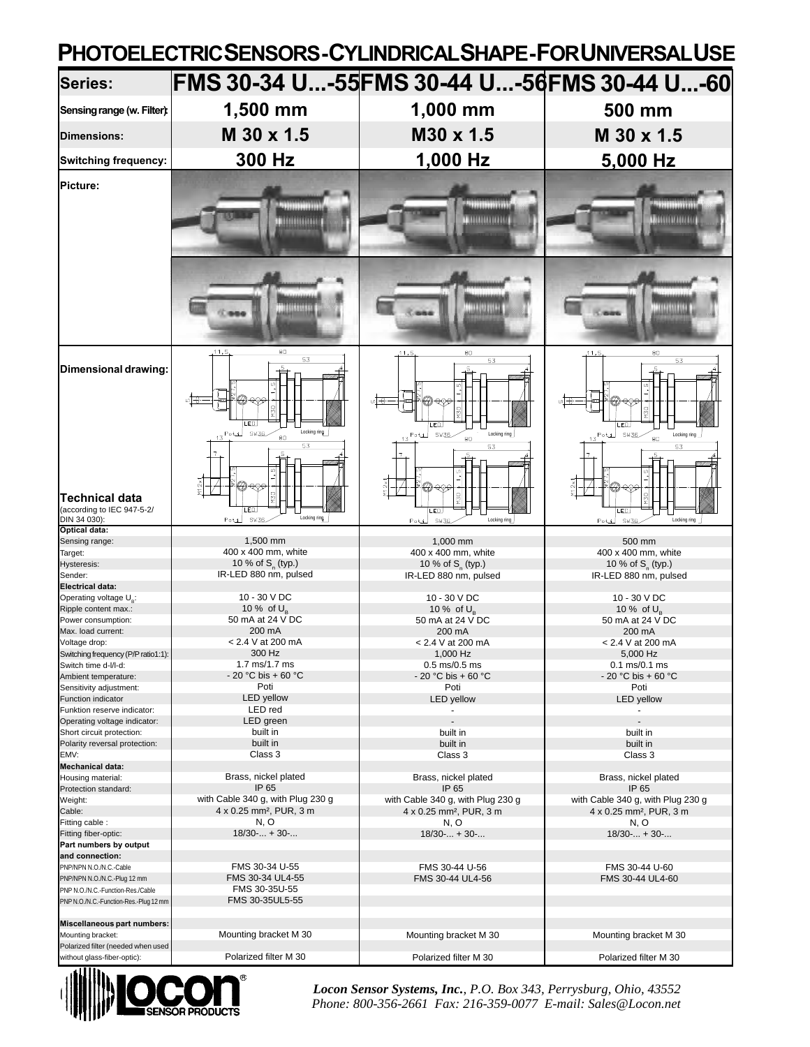# PHOTOELECTRIC SENSORS - CYLINDRICAL SHAPE - FOR UNIVERSAL USE

| Series: | FMS 30-34 U...-55 | FMS 30-44 U...-56 | FMS 30-44 U...-60 |
|---|---|---|---|
| Sensing range (w. Filter): | 1,500 mm | 1,000 mm | 500 mm |
| Dimensions: | M 30 x 1.5 | M30 x 1.5 | M 30 x 1.5 |
| Switching frequency: | 300 Hz | 1,000 Hz | 5,000 Hz |
| Picture: | | | |
| Dimensional drawing: | | | |
| **Technical data** (according to IEC 947-5-2/ DIN 34 030): | | | |
| **Optical data:** | | | |
| Sensing range: | 1,500 mm | 1,000 mm | 500 mm |
| Target: | 400 x 400 mm, white | 400 x 400 mm, white | 400 x 400 mm, white |
| Hysteresis: | 10 % of $S_n$ (typ.) | 10 % of $S_n$ (typ.) | 10 % of $S_n$ (typ.) |
| Sender: | IR-LED 880 nm, pulsed | IR-LED 880 nm, pulsed | IR-LED 880 nm, pulsed |
| **Electrical data:** | | | |
| Operating voltage $U_B$: | 10 - 30 V DC | 10 - 30 V DC | 10 - 30 V DC |
| Ripple content max.: | 10 % of $U_B$ | 10 % of $U_B$ | 10 % of $U_B$ |
| Power consumption: | 50 mA at 24 V DC | 50 mA at 24 V DC | 50 mA at 24 V DC |
| Max. load current: | 200 mA | 200 mA | 200 mA |
| Voltage drop: | < 2.4 V at 200 mA | < 2.4 V at 200 mA | < 2.4 V at 200 mA |
| Switching frequency (P/P ratio1:1): | 300 Hz | 1,000 Hz | 5,000 Hz |
| Switch time d-l/l-d: | 1.7 ms/1.7 ms | 0.5 ms/0.5 ms | 0.1 ms/0.1 ms |
| Ambient temperature: | - 20 °C bis + 60 °C | - 20 °C bis + 60 °C | - 20 °C bis + 60 °C |
| Sensitivity adjustment: | Poti | Poti | Poti |
| Function indicator | LED yellow | LED yellow | LED yellow |
| Funktion reserve indicator: | LED red | - | - |
| Operating voltage indicator: | LED green | - | - |
| Short circuit protection: | built in | built in | built in |
| Polarity reversal protection: | built in | built in | built in |
| EMV: | Class 3 | Class 3 | Class 3 |
| **Mechanical data:** | | | |
| Housing material: | Brass, nickel plated | Brass, nickel plated | Brass, nickel plated |
| Protection standard: | IP 65 | IP 65 | IP 65 |
| Weight: | with Cable 340 g, with Plug 230 g | with Cable 340 g, with Plug 230 g | with Cable 340 g, with Plug 230 g |
| Cable: | 4 x 0.25 mm², PUR, 3 m | 4 x 0.25 mm², PUR, 3 m | 4 x 0.25 mm², PUR, 3 m |
| Fitting cable : | N, O | N, O | N, O |
| Fitting fiber-optic: | 18/30-... + 30-... | 18/30-... + 30-... | 18/30-... + 30-... |
| **Part numbers by output and connection:** | | | |
| PNP/NPN N.O./N.C.-Cable | FMS 30-34 U-55 | FMS 30-44 U-56 | FMS 30-44 U-60 |
| PNP/NPN N.O./N.C.-Plug 12 mm | FMS 30-34 UL4-55 | FMS 30-44 UL4-56 | FMS 30-44 UL4-60 |
| PNP N.O./N.C.-Function-Res./Cable | FMS 30-35U-55 | | |
| PNP N.O./N.C.-Function-Res.-Plug 12 mm | FMS 30-35UL5-55 | | |
| **Miscellaneous part numbers:** | | | |
| Mounting bracket: | Mounting bracket M 30 | Mounting bracket M 30 | Mounting bracket M 30 |
| Polarized filter (needed when used without glass-fiber-optic): | Polarized filter M 30 | Polarized filter M 30 | Polarized filter M 30 |

***Locon Sensor Systems, Inc.**, P.O. Box 343, Perrysburg, Ohio, 43552*
*Phone: 800-356-2661 Fax: 216-359-0077 E-mail: Sales@Locon.net*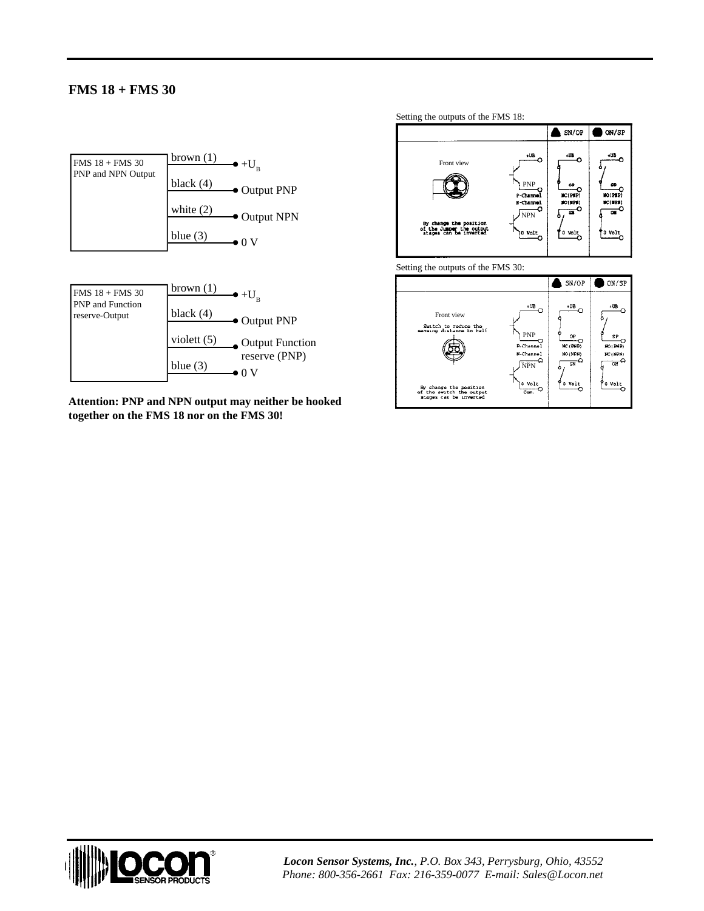## FMS 18 + FMS 30

FMS 18 + FMS 30
PNP and NPN Output

brown (1) — $+U_B$

black (4) — Output PNP

white (2) — Output NPN

blue (3) — 0 V

FMS 18 + FMS 30
PNP and Function reserve-Output

brown (1) — $+U_B$

black (4) — Output PNP

violett (5) — Output Function reserve (PNP)

blue (3) — 0 V

**Attention: PNP and NPN output may neither be hooked together on the FMS 18 nor on the FMS 30!**

Setting the outputs of the FMS 18:

SN/OP
ON/SP
Front view
+UB
PNP
P-Channel
N-Channel
NPN
0 Volt
OP
NC(PNP)
NO(NPN)
SN
SP
NO(PNP)
NC(NPN)
ON
By change the position of the Jumper the output stages can be inverted

Setting the outputs of the FMS 30:

SN/OP
ON/SP
Front view
Switch to reduce the sensing distance to half
+UB
PNP
P-Channel
N-Channel
NPN
0 Volt
Com.
OP
NC(PNP)
NO(NPN)
SN
SP
NO(PNP)
NC(NPN)
ON
By change the position of the switch the output stages can be inverted

*Locon Sensor Systems, Inc., P.O. Box 343, Perrysburg, Ohio, 43552*
*Phone: 800-356-2661 Fax: 216-359-0077 E-mail: Sales@Locon.net*